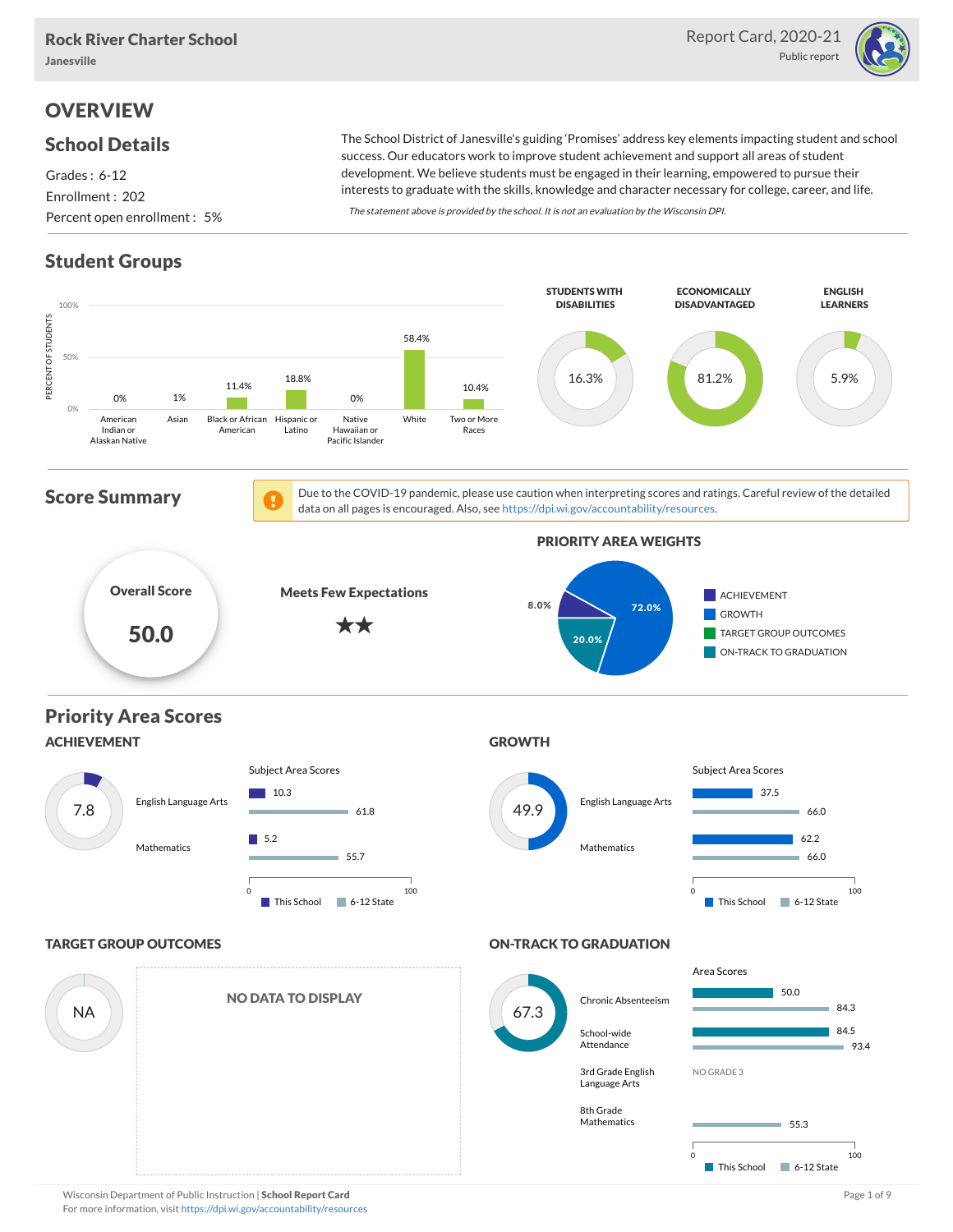**Rock River Charter School**
Janesville

Report Card, 2020-21
Public report

# OVERVIEW

## School Details

Grades : 6-12
Enrollment : 202
Percent open enrollment : 5%

The School District of Janesville's guiding 'Promises' address key elements impacting student and school success. Our educators work to improve student achievement and support all areas of student development. We believe students must be engaged in their learning, empowered to pursue their interests to graduate with the skills, knowledge and character necessary for college, career, and life.

*The statement above is provided by the school. It is not an evaluation by the Wisconsin DPI.*

## Student Groups

| Group | Percent of Students |
|---|---|
| American Indian or Alaskan Native | 0% |
| Asian | 1% |
| Black or African American | 11.4% |
| Hispanic or Latino | 18.8% |
| Native Hawaiian or Pacific Islander | 0% |
| White | 58.4% |
| Two or More Races | 10.4% |

| Students with Disabilities | Economically Disadvantaged | English Learners |
|---|---|---|
| 16.3% | 81.2% | 5.9% |

## Score Summary

Due to the COVID-19 pandemic, please use caution when interpreting scores and ratings. Careful review of the detailed data on all pages is encouraged. Also, see https://dpi.wi.gov/accountability/resources.

**Overall Score**: 50.0

**Meets Few Expectations** ★★

### PRIORITY AREA WEIGHTS

| Priority Area | Weight |
|---|---|
| Achievement | 8.0% |
| Growth | 72.0% |
| Target Group Outcomes | |
| On-Track to Graduation | 20.0% |

## Priority Area Scores

### ACHIEVEMENT

Score: 7.8

| Subject Area Scores | This School | 6-12 State |
|---|---|---|
| English Language Arts | 10.3 | 61.8 |
| Mathematics | 5.2 | 55.7 |

### GROWTH

Score: 49.9

| Subject Area Scores | This School | 6-12 State |
|---|---|---|
| English Language Arts | 37.5 | 66.0 |
| Mathematics | 62.2 | 66.0 |

### TARGET GROUP OUTCOMES

Score: NA

NO DATA TO DISPLAY

### ON-TRACK TO GRADUATION

Score: 67.3

| Area Scores | This School | 6-12 State |
|---|---|---|
| Chronic Absenteeism | 50.0 | 84.3 |
| School-wide Attendance | 84.5 | 93.4 |
| 3rd Grade English Language Arts | NO GRADE 3 | |
| 8th Grade Mathematics | | 55.3 |

Wisconsin Department of Public Instruction | **School Report Card**
For more information, visit https://dpi.wi.gov/accountability/resources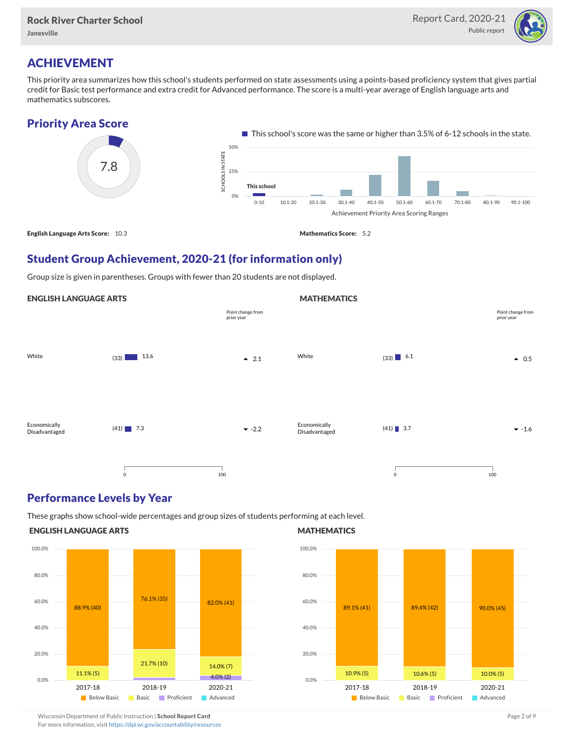Rock River Charter School
Janesville

Report Card, 2020-21
Public report

# ACHIEVEMENT

This priority area summarizes how this school's students performed on state assessments using a points-based proficiency system that gives partial credit for Basic test performance and extra credit for Advanced performance. The score is a multi-year average of English language arts and mathematics subscores.

## Priority Area Score

7.8

This school's score was the same or higher than 3.5% of 6-12 schools in the state.

**English Language Arts Score:** 10.3

**Mathematics Score:** 5.2

## Student Group Achievement, 2020-21 (for information only)

Group size is given in parentheses. Groups with fewer than 20 students are not displayed.

### ENGLISH LANGUAGE ARTS

| Group | Size | Score | Point change from prior year |
|---|---|---|---|
| White | (33) | 13.6 | ▲ 2.1 |
| Economically Disadvantaged | (41) | 7.3 | ▼ -2.2 |

### MATHEMATICS

| Group | Size | Score | Point change from prior year |
|---|---|---|---|
| White | (33) | 6.1 | ▲ 0.5 |
| Economically Disadvantaged | (41) | 3.7 | ▼ -1.6 |

## Performance Levels by Year

These graphs show school-wide percentages and group sizes of students performing at each level.

### ENGLISH LANGUAGE ARTS

| Level | 2017-18 | 2018-19 | 2020-21 |
|---|---|---|---|
| Below Basic | 88.9% (40) | 76.1% (35) | 82.0% (41) |
| Basic | 11.1% (5) | 21.7% (10) | 14.0% (7) |
| Proficient | | | 4.0% (2) |
| Advanced | | | |

### MATHEMATICS

| Level | 2017-18 | 2018-19 | 2020-21 |
|---|---|---|---|
| Below Basic | 89.1% (41) | 89.4% (42) | 90.0% (45) |
| Basic | 10.9% (5) | 10.6% (5) | 10.0% (5) |
| Proficient | | | |
| Advanced | | | |

Wisconsin Department of Public Instruction | **School Report Card**
For more information, visit https://dpi.wi.gov/accountability/resources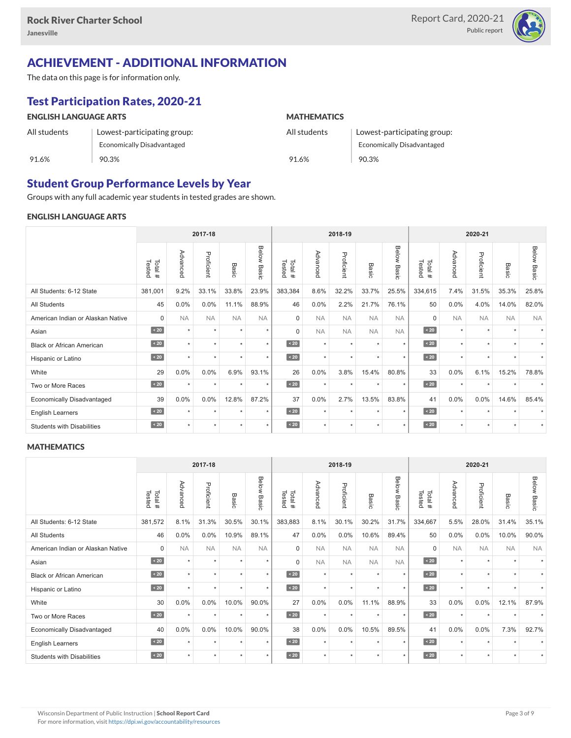# ACHIEVEMENT - ADDITIONAL INFORMATION

The data on this page is for information only.

## Test Participation Rates, 2020-21

| ENGLISH LANGUAGE ARTS | | MATHEMATICS | |
|---|---|---|---|
| All students | Lowest-participating group: Economically Disadvantaged | All students | Lowest-participating group: Economically Disadvantaged |
| 91.6% | 90.3% | 91.6% | 90.3% |

## Student Group Performance Levels by Year

Groups with any full academic year students in tested grades are shown.

### ENGLISH LANGUAGE ARTS

| | 2017-18 | | | | | 2018-19 | | | | | 2020-21 | | | | |
|---|---|---|---|---|---|---|---|---|---|---|---|---|---|---|---|
| | Total # Tested | Advanced | Proficient | Basic | Below Basic | Total # Tested | Advanced | Proficient | Basic | Below Basic | Total # Tested | Advanced | Proficient | Basic | Below Basic |
| All Students: 6-12 State | 381,001 | 9.2% | 33.1% | 33.8% | 23.9% | 383,384 | 8.6% | 32.2% | 33.7% | 25.5% | 334,615 | 7.4% | 31.5% | 35.3% | 25.8% |
| All Students | 45 | 0.0% | 0.0% | 11.1% | 88.9% | 46 | 0.0% | 2.2% | 21.7% | 76.1% | 50 | 0.0% | 4.0% | 14.0% | 82.0% |
| American Indian or Alaskan Native | 0 | NA | NA | NA | NA | 0 | NA | NA | NA | NA | 0 | NA | NA | NA | NA |
| Asian | < 20 | * | * | * | * | 0 | NA | NA | NA | NA | < 20 | * | * | * | * |
| Black or African American | < 20 | * | * | * | * | < 20 | * | * | * | * | < 20 | * | * | * | * |
| Hispanic or Latino | < 20 | * | * | * | * | < 20 | * | * | * | * | < 20 | * | * | * | * |
| White | 29 | 0.0% | 0.0% | 6.9% | 93.1% | 26 | 0.0% | 3.8% | 15.4% | 80.8% | 33 | 0.0% | 6.1% | 15.2% | 78.8% |
| Two or More Races | < 20 | * | * | * | * | < 20 | * | * | * | * | < 20 | * | * | * | * |
| Economically Disadvantaged | 39 | 0.0% | 0.0% | 12.8% | 87.2% | 37 | 0.0% | 2.7% | 13.5% | 83.8% | 41 | 0.0% | 0.0% | 14.6% | 85.4% |
| English Learners | < 20 | * | * | * | * | < 20 | * | * | * | * | < 20 | * | * | * | * |
| Students with Disabilities | < 20 | * | * | * | * | < 20 | * | * | * | * | < 20 | * | * | * | * |

### MATHEMATICS

| | 2017-18 | | | | | 2018-19 | | | | | 2020-21 | | | | |
|---|---|---|---|---|---|---|---|---|---|---|---|---|---|---|---|
| | Total # Tested | Advanced | Proficient | Basic | Below Basic | Total # Tested | Advanced | Proficient | Basic | Below Basic | Total # Tested | Advanced | Proficient | Basic | Below Basic |
| All Students: 6-12 State | 381,572 | 8.1% | 31.3% | 30.5% | 30.1% | 383,883 | 8.1% | 30.1% | 30.2% | 31.7% | 334,667 | 5.5% | 28.0% | 31.4% | 35.1% |
| All Students | 46 | 0.0% | 0.0% | 10.9% | 89.1% | 47 | 0.0% | 0.0% | 10.6% | 89.4% | 50 | 0.0% | 0.0% | 10.0% | 90.0% |
| American Indian or Alaskan Native | 0 | NA | NA | NA | NA | 0 | NA | NA | NA | NA | 0 | NA | NA | NA | NA |
| Asian | < 20 | * | * | * | * | 0 | NA | NA | NA | NA | < 20 | * | * | * | * |
| Black or African American | < 20 | * | * | * | * | < 20 | * | * | * | * | < 20 | * | * | * | * |
| Hispanic or Latino | < 20 | * | * | * | * | < 20 | * | * | * | * | < 20 | * | * | * | * |
| White | 30 | 0.0% | 0.0% | 10.0% | 90.0% | 27 | 0.0% | 0.0% | 11.1% | 88.9% | 33 | 0.0% | 0.0% | 12.1% | 87.9% |
| Two or More Races | < 20 | * | * | * | * | < 20 | * | * | * | * | < 20 | * | * | * | * |
| Economically Disadvantaged | 40 | 0.0% | 0.0% | 10.0% | 90.0% | 38 | 0.0% | 0.0% | 10.5% | 89.5% | 41 | 0.0% | 0.0% | 7.3% | 92.7% |
| English Learners | < 20 | * | * | * | * | < 20 | * | * | * | * | < 20 | * | * | * | * |
| Students with Disabilities | < 20 | * | * | * | * | < 20 | * | * | * | * | < 20 | * | * | * | * |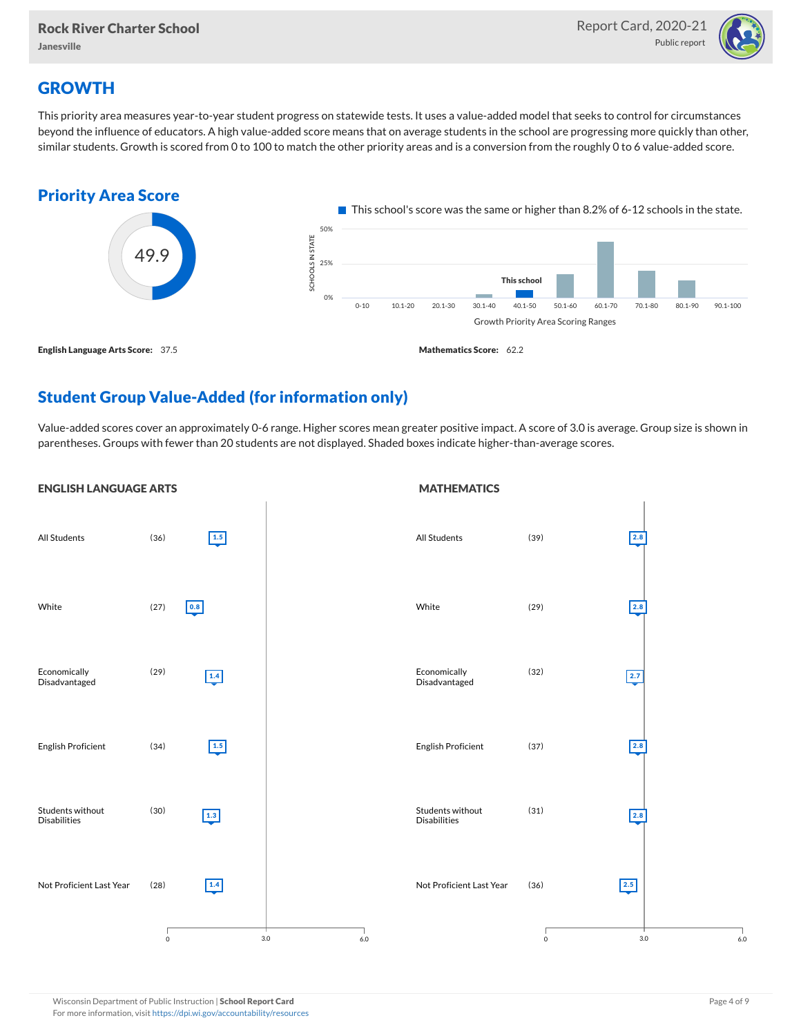Rock River Charter School
Janesville

Report Card, 2020-21
Public report

## GROWTH

This priority area measures year-to-year student progress on statewide tests. It uses a value-added model that seeks to control for circumstances beyond the influence of educators. A high value-added score means that on average students in the school are progressing more quickly than other, similar students. Growth is scored from 0 to 100 to match the other priority areas and is a conversion from the roughly 0 to 6 value-added score.

### Priority Area Score

49.9

This school's score was the same or higher than 8.2% of 6-12 schools in the state.

Growth Priority Area Scoring Ranges: 0-10, 10.1-20, 20.1-30, 30.1-40, 40.1-50 (This school), 50.1-60, 60.1-70, 70.1-80, 80.1-90, 90.1-100

**English Language Arts Score:** 37.5

**Mathematics Score:** 62.2

### Student Group Value-Added (for information only)

Value-added scores cover an approximately 0-6 range. Higher scores mean greater positive impact. A score of 3.0 is average. Group size is shown in parentheses. Groups with fewer than 20 students are not displayed. Shaded boxes indicate higher-than-average scores.

#### ENGLISH LANGUAGE ARTS

| Group | Size | Score |
| --- | --- | --- |
| All Students | (36) | 1.5 |
| White | (27) | 0.8 |
| Economically Disadvantaged | (29) | 1.4 |
| English Proficient | (34) | 1.5 |
| Students without Disabilities | (30) | 1.3 |
| Not Proficient Last Year | (28) | 1.4 |

#### MATHEMATICS

| Group | Size | Score |
| --- | --- | --- |
| All Students | (39) | 2.8 |
| White | (29) | 2.8 |
| Economically Disadvantaged | (32) | 2.7 |
| English Proficient | (37) | 2.8 |
| Students without Disabilities | (31) | 2.8 |
| Not Proficient Last Year | (36) | 2.5 |

Wisconsin Department of Public Instruction | **School Report Card**
For more information, visit https://dpi.wi.gov/accountability/resources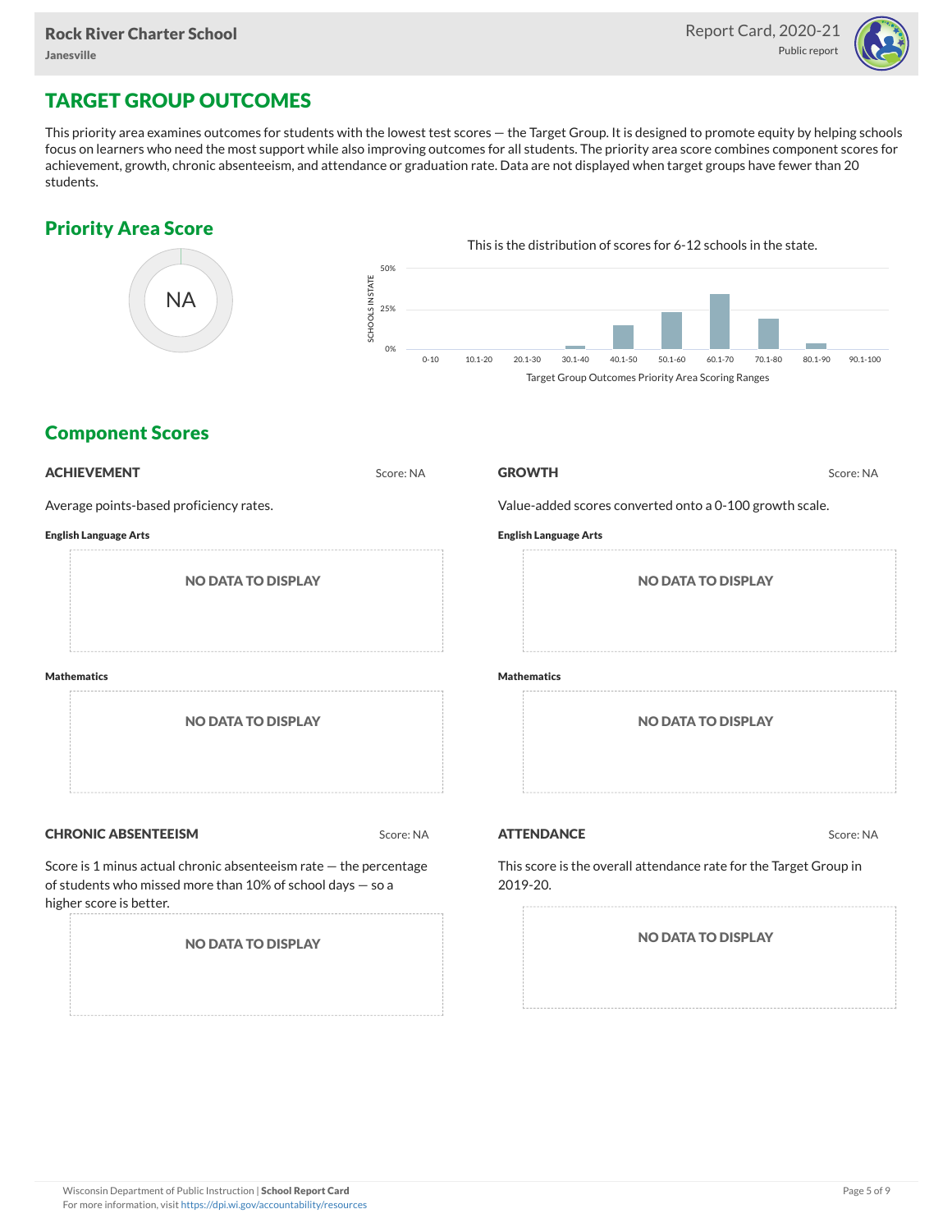# TARGET GROUP OUTCOMES

This priority area examines outcomes for students with the lowest test scores — the Target Group. It is designed to promote equity by helping schools focus on learners who need the most support while also improving outcomes for all students. The priority area score combines component scores for achievement, growth, chronic absenteeism, and attendance or graduation rate. Data are not displayed when target groups have fewer than 20 students.

## Priority Area Score

NA

This is the distribution of scores for 6-12 schools in the state.

SCHOOLS IN STATE: 0%, 25%, 50%

0-10, 10.1-20, 20.1-30, 30.1-40, 40.1-50, 50.1-60, 60.1-70, 70.1-80, 80.1-90, 90.1-100

Target Group Outcomes Priority Area Scoring Ranges

## Component Scores

### ACHIEVEMENT

Score: NA

Average points-based proficiency rates.

**English Language Arts**

NO DATA TO DISPLAY

**Mathematics**

NO DATA TO DISPLAY

### GROWTH

Score: NA

Value-added scores converted onto a 0-100 growth scale.

**English Language Arts**

NO DATA TO DISPLAY

**Mathematics**

NO DATA TO DISPLAY

### CHRONIC ABSENTEEISM

Score: NA

Score is 1 minus actual chronic absenteeism rate — the percentage of students who missed more than 10% of school days — so a higher score is better.

NO DATA TO DISPLAY

### ATTENDANCE

Score: NA

This score is the overall attendance rate for the Target Group in 2019-20.

NO DATA TO DISPLAY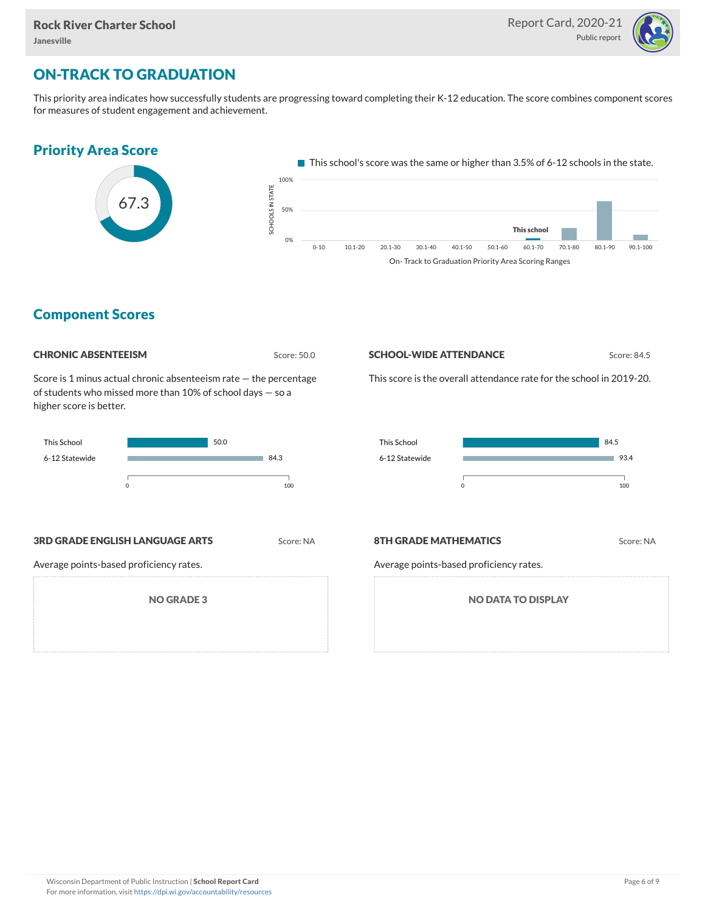# ON-TRACK TO GRADUATION

This priority area indicates how successfully students are progressing toward completing their K-12 education. The score combines component scores for measures of student engagement and achievement.

## Priority Area Score

67.3

This school's score was the same or higher than 3.5% of 6-12 schools in the state.

SCHOOLS IN STATE: 100%, 50%, 0%

This school: 60.1-70

On- Track to Graduation Priority Area Scoring Ranges: 0-10, 10.1-20, 20.1-30, 30.1-40, 40.1-50, 50.1-60, 60.1-70, 70.1-80, 80.1-90, 90.1-100

## Component Scores

### CHRONIC ABSENTEEISM

Score: 50.0

Score is 1 minus actual chronic absenteeism rate — the percentage of students who missed more than 10% of school days — so a higher score is better.

| | Score |
|---|---|
| This School | 50.0 |
| 6-12 Statewide | 84.3 |

### SCHOOL-WIDE ATTENDANCE

Score: 84.5

This score is the overall attendance rate for the school in 2019-20.

| | Score |
|---|---|
| This School | 84.5 |
| 6-12 Statewide | 93.4 |

### 3RD GRADE ENGLISH LANGUAGE ARTS

Score: NA

Average points-based proficiency rates.

NO GRADE 3

### 8TH GRADE MATHEMATICS

Score: NA

Average points-based proficiency rates.

NO DATA TO DISPLAY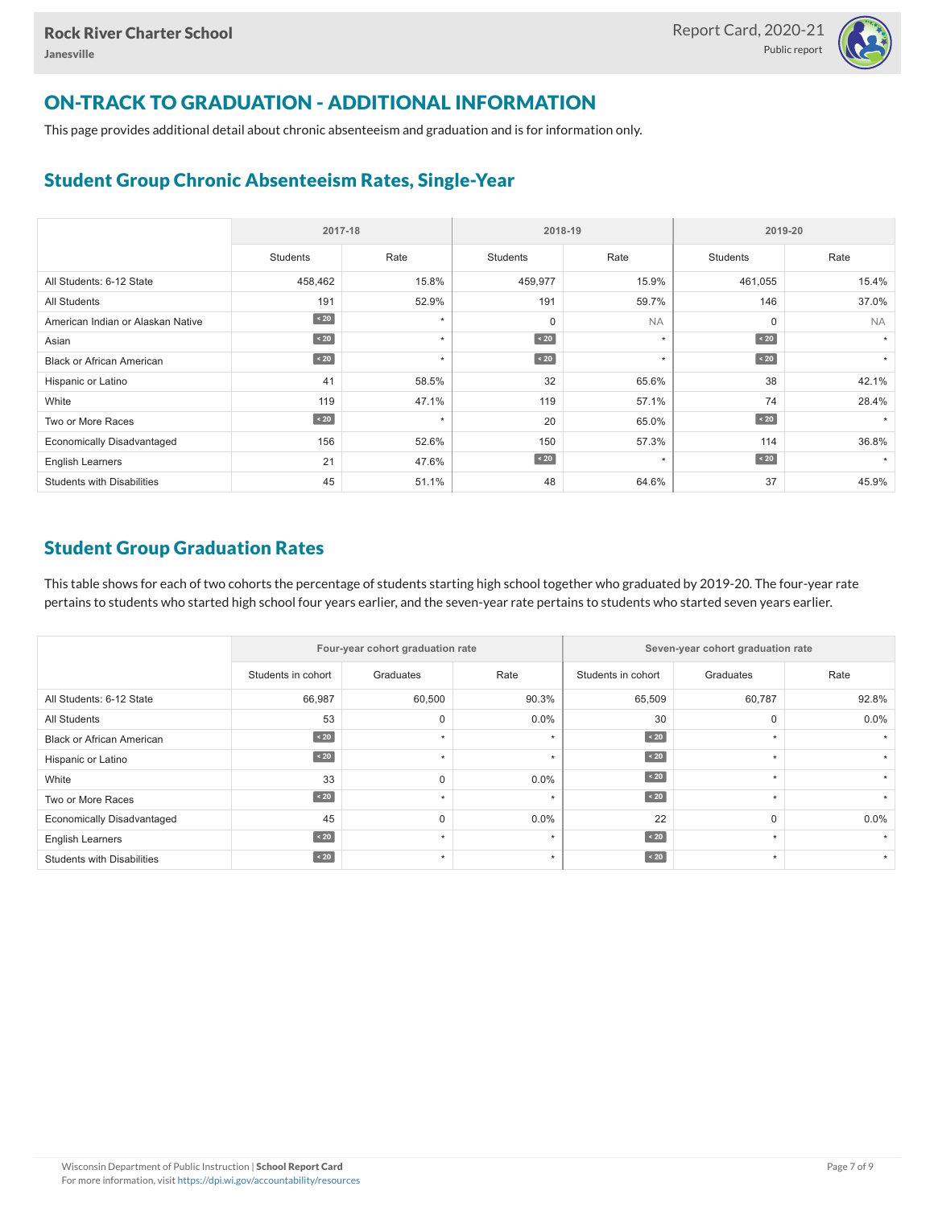## ON-TRACK TO GRADUATION - ADDITIONAL INFORMATION

This page provides additional detail about chronic absenteeism and graduation and is for information only.

### Student Group Chronic Absenteeism Rates, Single-Year

| | 2017-18 | | 2018-19 | | 2019-20 | |
|---|---|---|---|---|---|---|
| | Students | Rate | Students | Rate | Students | Rate |
| All Students: 6-12 State | 458,462 | 15.8% | 459,977 | 15.9% | 461,055 | 15.4% |
| All Students | 191 | 52.9% | 191 | 59.7% | 146 | 37.0% |
| American Indian or Alaskan Native | < 20 | * | 0 | NA | 0 | NA |
| Asian | < 20 | * | < 20 | * | < 20 | * |
| Black or African American | < 20 | * | < 20 | * | < 20 | * |
| Hispanic or Latino | 41 | 58.5% | 32 | 65.6% | 38 | 42.1% |
| White | 119 | 47.1% | 119 | 57.1% | 74 | 28.4% |
| Two or More Races | < 20 | * | 20 | 65.0% | < 20 | * |
| Economically Disadvantaged | 156 | 52.6% | 150 | 57.3% | 114 | 36.8% |
| English Learners | 21 | 47.6% | < 20 | * | < 20 | * |
| Students with Disabilities | 45 | 51.1% | 48 | 64.6% | 37 | 45.9% |

### Student Group Graduation Rates

This table shows for each of two cohorts the percentage of students starting high school together who graduated by 2019-20. The four-year rate pertains to students who started high school four years earlier, and the seven-year rate pertains to students who started seven years earlier.

| | Four-year cohort graduation rate | | | Seven-year cohort graduation rate | | |
|---|---|---|---|---|---|---|
| | Students in cohort | Graduates | Rate | Students in cohort | Graduates | Rate |
| All Students: 6-12 State | 66,987 | 60,500 | 90.3% | 65,509 | 60,787 | 92.8% |
| All Students | 53 | 0 | 0.0% | 30 | 0 | 0.0% |
| Black or African American | < 20 | * | * | < 20 | * | * |
| Hispanic or Latino | < 20 | * | * | < 20 | * | * |
| White | 33 | 0 | 0.0% | < 20 | * | * |
| Two or More Races | < 20 | * | * | < 20 | * | * |
| Economically Disadvantaged | 45 | 0 | 0.0% | 22 | 0 | 0.0% |
| English Learners | < 20 | * | * | < 20 | * | * |
| Students with Disabilities | < 20 | * | * | < 20 | * | * |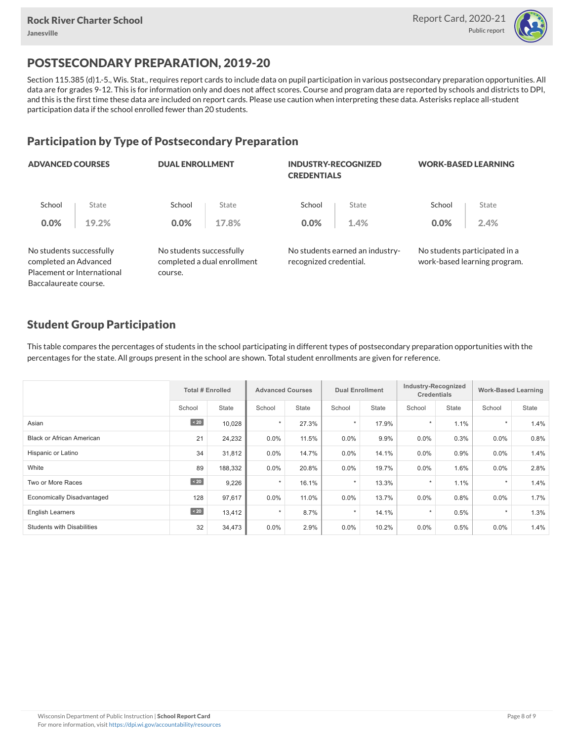Rock River Charter School
Janesville

Report Card, 2020-21
Public report

# POSTSECONDARY PREPARATION, 2019-20

Section 115.385 (d)1.-5., Wis. Stat., requires report cards to include data on pupil participation in various postsecondary preparation opportunities. All data are for grades 9-12. This is for information only and does not affect scores. Course and program data are reported by schools and districts to DPI, and this is the first time these data are included on report cards. Please use caution when interpreting these data. Asterisks replace all-student participation data if the school enrolled fewer than 20 students.

## Participation by Type of Postsecondary Preparation

### ADVANCED COURSES

| School | State |
|---|---|
| 0.0% | 19.2% |

No students successfully completed an Advanced Placement or International Baccalaureate course.

### DUAL ENROLLMENT

| School | State |
|---|---|
| 0.0% | 17.8% |

No students successfully completed a dual enrollment course.

### INDUSTRY-RECOGNIZED CREDENTIALS

| School | State |
|---|---|
| 0.0% | 1.4% |

No students earned an industry-recognized credential.

### WORK-BASED LEARNING

| School | State |
|---|---|
| 0.0% | 2.4% |

No students participated in a work-based learning program.

## Student Group Participation

This table compares the percentages of students in the school participating in different types of postsecondary preparation opportunities with the percentages for the state. All groups present in the school are shown. Total student enrollments are given for reference.

| | Total # Enrolled | | Advanced Courses | | Dual Enrollment | | Industry-Recognized Credentials | | Work-Based Learning | |
|---|---|---|---|---|---|---|---|---|---|---|
| | School | State | School | State | School | State | School | State | School | State |
| Asian | < 20 | 10,028 | * | 27.3% | * | 17.9% | * | 1.1% | * | 1.4% |
| Black or African American | 21 | 24,232 | 0.0% | 11.5% | 0.0% | 9.9% | 0.0% | 0.3% | 0.0% | 0.8% |
| Hispanic or Latino | 34 | 31,812 | 0.0% | 14.7% | 0.0% | 14.1% | 0.0% | 0.9% | 0.0% | 1.4% |
| White | 89 | 188,332 | 0.0% | 20.8% | 0.0% | 19.7% | 0.0% | 1.6% | 0.0% | 2.8% |
| Two or More Races | < 20 | 9,226 | * | 16.1% | * | 13.3% | * | 1.1% | * | 1.4% |
| Economically Disadvantaged | 128 | 97,617 | 0.0% | 11.0% | 0.0% | 13.7% | 0.0% | 0.8% | 0.0% | 1.7% |
| English Learners | < 20 | 13,412 | * | 8.7% | * | 14.1% | * | 0.5% | * | 1.3% |
| Students with Disabilities | 32 | 34,473 | 0.0% | 2.9% | 0.0% | 10.2% | 0.0% | 0.5% | 0.0% | 1.4% |

Wisconsin Department of Public Instruction | **School Report Card**
For more information, visit https://dpi.wi.gov/accountability/resources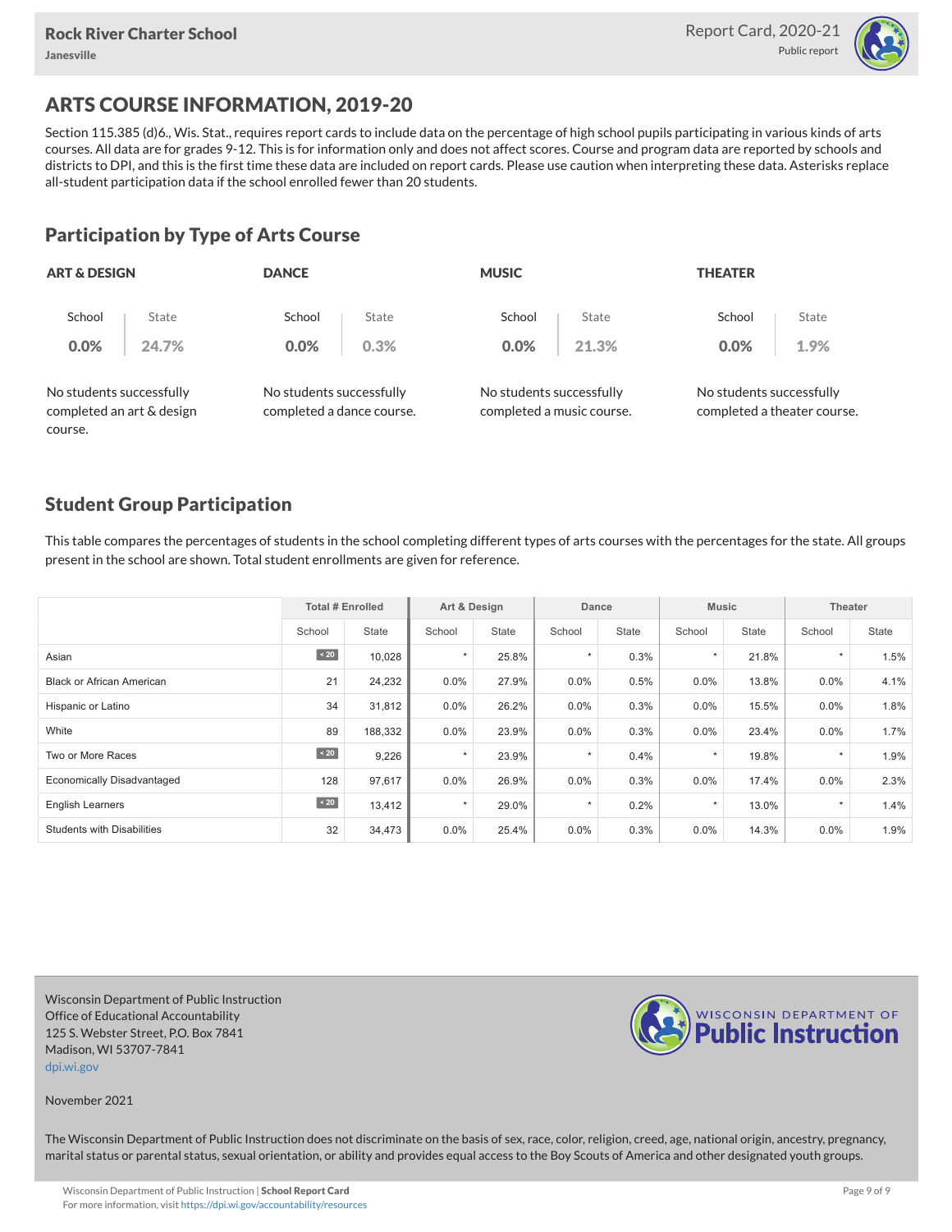Rock River Charter School
Janesville

Report Card, 2020-21
Public report

## ARTS COURSE INFORMATION, 2019-20

Section 115.385 (d)6., Wis. Stat., requires report cards to include data on the percentage of high school pupils participating in various kinds of arts courses. All data are for grades 9-12. This is for information only and does not affect scores. Course and program data are reported by schools and districts to DPI, and this is the first time these data are included on report cards. Please use caution when interpreting these data. Asterisks replace all-student participation data if the school enrolled fewer than 20 students.

### Participation by Type of Arts Course

**ART & DESIGN**

School 0.0% | State 24.7%

No students successfully completed an art & design course.

**DANCE**

School 0.0% | State 0.3%

No students successfully completed a dance course.

**MUSIC**

School 0.0% | State 21.3%

No students successfully completed a music course.

**THEATER**

School 0.0% | State 1.9%

No students successfully completed a theater course.

### Student Group Participation

This table compares the percentages of students in the school completing different types of arts courses with the percentages for the state. All groups present in the school are shown. Total student enrollments are given for reference.

| | Total # Enrolled | | Art & Design | | Dance | | Music | | Theater | |
|---|---|---|---|---|---|---|---|---|---|---|
| | School | State | School | State | School | State | School | State | School | State |
| Asian | < 20 | 10,028 | * | 25.8% | * | 0.3% | * | 21.8% | * | 1.5% |
| Black or African American | 21 | 24,232 | 0.0% | 27.9% | 0.0% | 0.5% | 0.0% | 13.8% | 0.0% | 4.1% |
| Hispanic or Latino | 34 | 31,812 | 0.0% | 26.2% | 0.0% | 0.3% | 0.0% | 15.5% | 0.0% | 1.8% |
| White | 89 | 188,332 | 0.0% | 23.9% | 0.0% | 0.3% | 0.0% | 23.4% | 0.0% | 1.7% |
| Two or More Races | < 20 | 9,226 | * | 23.9% | * | 0.4% | * | 19.8% | * | 1.9% |
| Economically Disadvantaged | 128 | 97,617 | 0.0% | 26.9% | 0.0% | 0.3% | 0.0% | 17.4% | 0.0% | 2.3% |
| English Learners | < 20 | 13,412 | * | 29.0% | * | 0.2% | * | 13.0% | * | 1.4% |
| Students with Disabilities | 32 | 34,473 | 0.0% | 25.4% | 0.0% | 0.3% | 0.0% | 14.3% | 0.0% | 1.9% |

Wisconsin Department of Public Instruction
Office of Educational Accountability
125 S. Webster Street, P.O. Box 7841
Madison, WI 53707-7841
dpi.wi.gov

WISCONSIN DEPARTMENT OF Public Instruction

November 2021

The Wisconsin Department of Public Instruction does not discriminate on the basis of sex, race, color, religion, creed, age, national origin, ancestry, pregnancy, marital status or parental status, sexual orientation, or ability and provides equal access to the Boy Scouts of America and other designated youth groups.